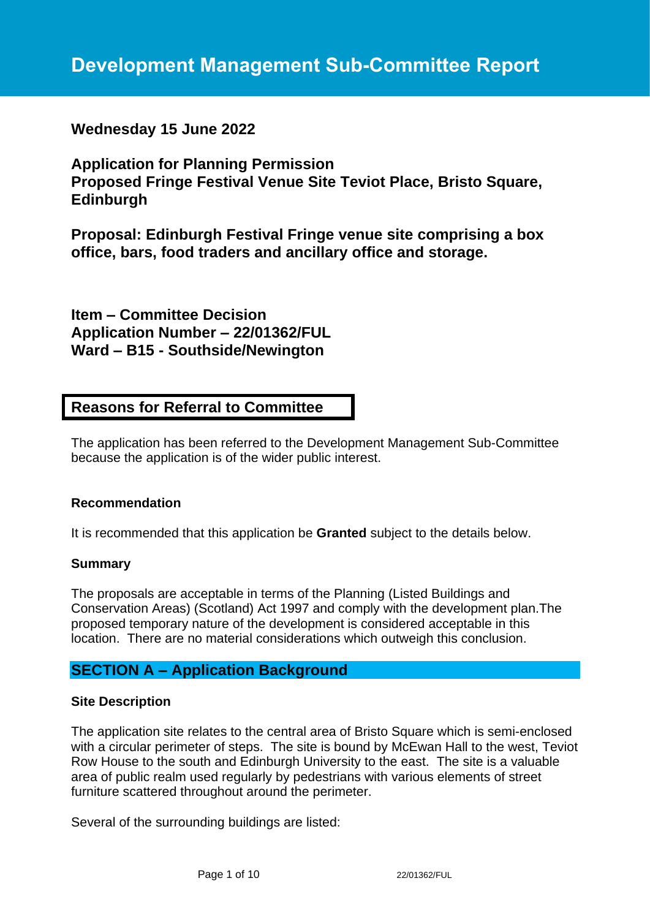# Development Management Sub-Committee Report

**Wednesday 15 June 2022**

**Application for Planning Permission**
**Proposed Fringe Festival Venue Site Teviot Place, Bristo Square, Edinburgh**

**Proposal: Edinburgh Festival Fringe venue site comprising a box office, bars, food traders and ancillary office and storage.**

**Item – Committee Decision**
**Application Number – 22/01362/FUL**
**Ward – B15 - Southside/Newington**

## Reasons for Referral to Committee

The application has been referred to the Development Management Sub-Committee because the application is of the wider public interest.

### Recommendation

It is recommended that this application be **Granted** subject to the details below.

### Summary

The proposals are acceptable in terms of the Planning (Listed Buildings and Conservation Areas) (Scotland) Act 1997 and comply with the development plan.The proposed temporary nature of the development is considered acceptable in this location. There are no material considerations which outweigh this conclusion.

## SECTION A – Application Background

### Site Description

The application site relates to the central area of Bristo Square which is semi-enclosed with a circular perimeter of steps. The site is bound by McEwan Hall to the west, Teviot Row House to the south and Edinburgh University to the east. The site is a valuable area of public realm used regularly by pedestrians with various elements of street furniture scattered throughout around the perimeter.

Several of the surrounding buildings are listed: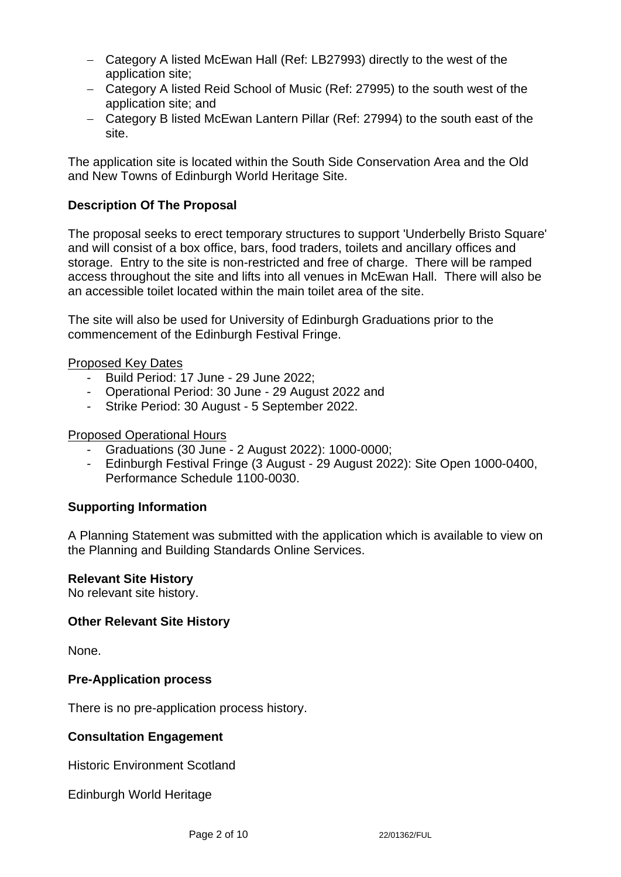- Category A listed McEwan Hall (Ref: LB27993) directly to the west of the application site;
- Category A listed Reid School of Music (Ref: 27995) to the south west of the application site; and
- Category B listed McEwan Lantern Pillar (Ref: 27994) to the south east of the site.

The application site is located within the South Side Conservation Area and the Old and New Towns of Edinburgh World Heritage Site.

### Description Of The Proposal

The proposal seeks to erect temporary structures to support 'Underbelly Bristo Square' and will consist of a box office, bars, food traders, toilets and ancillary offices and storage. Entry to the site is non-restricted and free of charge. There will be ramped access throughout the site and lifts into all venues in McEwan Hall. There will also be an accessible toilet located within the main toilet area of the site.

The site will also be used for University of Edinburgh Graduations prior to the commencement of the Edinburgh Festival Fringe.

Proposed Key Dates

- Build Period: 17 June - 29 June 2022;
- Operational Period: 30 June - 29 August 2022 and
- Strike Period: 30 August - 5 September 2022.

Proposed Operational Hours

- Graduations (30 June - 2 August 2022): 1000-0000;
- Edinburgh Festival Fringe (3 August - 29 August 2022): Site Open 1000-0400, Performance Schedule 1100-0030.

### Supporting Information

A Planning Statement was submitted with the application which is available to view on the Planning and Building Standards Online Services.

### Relevant Site History

No relevant site history.

### Other Relevant Site History

None.

### Pre-Application process

There is no pre-application process history.

### Consultation Engagement

Historic Environment Scotland

Edinburgh World Heritage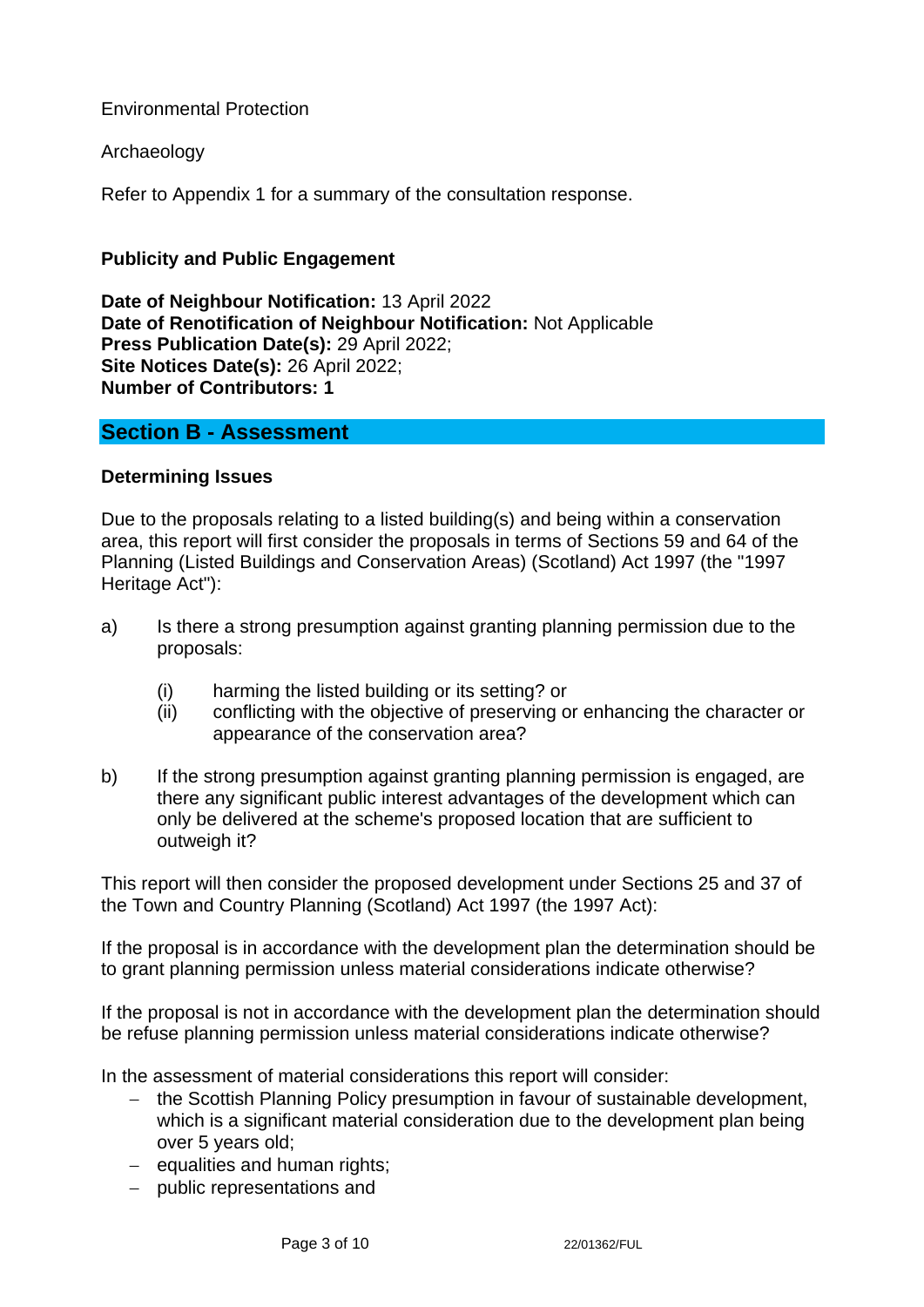Environmental Protection

Archaeology

Refer to Appendix 1 for a summary of the consultation response.

**Publicity and Public Engagement**

**Date of Neighbour Notification:** 13 April 2022
**Date of Renotification of Neighbour Notification:** Not Applicable
**Press Publication Date(s):** 29 April 2022;
**Site Notices Date(s):** 26 April 2022;
**Number of Contributors: 1**

## Section B - Assessment

**Determining Issues**

Due to the proposals relating to a listed building(s) and being within a conservation area, this report will first consider the proposals in terms of Sections 59 and 64 of the Planning (Listed Buildings and Conservation Areas) (Scotland) Act 1997 (the "1997 Heritage Act"):

a) Is there a strong presumption against granting planning permission due to the proposals:

    (i) harming the listed building or its setting? or
    (ii) conflicting with the objective of preserving or enhancing the character or appearance of the conservation area?

b) If the strong presumption against granting planning permission is engaged, are there any significant public interest advantages of the development which can only be delivered at the scheme's proposed location that are sufficient to outweigh it?

This report will then consider the proposed development under Sections 25 and 37 of the Town and Country Planning (Scotland) Act 1997 (the 1997 Act):

If the proposal is in accordance with the development plan the determination should be to grant planning permission unless material considerations indicate otherwise?

If the proposal is not in accordance with the development plan the determination should be refuse planning permission unless material considerations indicate otherwise?

In the assessment of material considerations this report will consider:

- the Scottish Planning Policy presumption in favour of sustainable development, which is a significant material consideration due to the development plan being over 5 years old;
- equalities and human rights;
- public representations and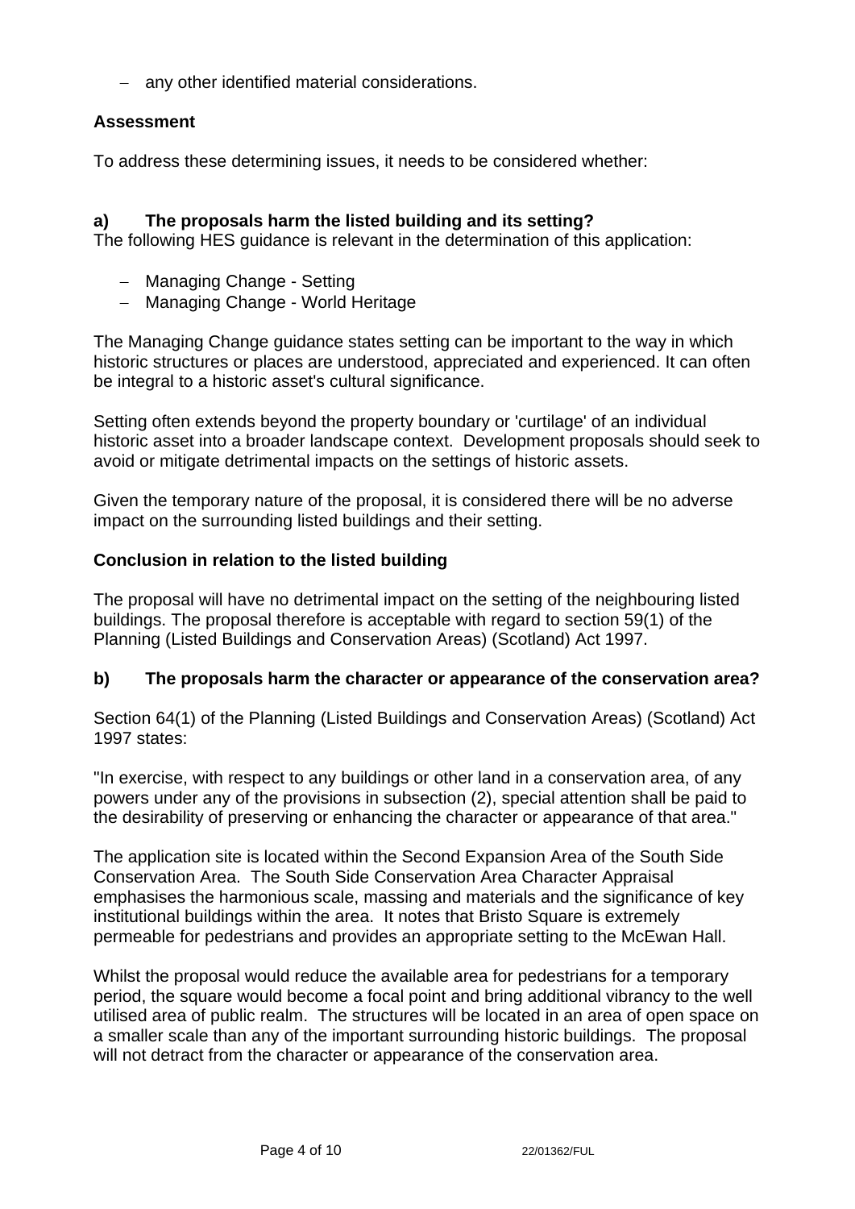- any other identified material considerations.

**Assessment**

To address these determining issues, it needs to be considered whether:

**a) The proposals harm the listed building and its setting?**

The following HES guidance is relevant in the determination of this application:

- Managing Change - Setting
- Managing Change - World Heritage

The Managing Change guidance states setting can be important to the way in which historic structures or places are understood, appreciated and experienced. It can often be integral to a historic asset's cultural significance.

Setting often extends beyond the property boundary or 'curtilage' of an individual historic asset into a broader landscape context. Development proposals should seek to avoid or mitigate detrimental impacts on the settings of historic assets.

Given the temporary nature of the proposal, it is considered there will be no adverse impact on the surrounding listed buildings and their setting.

**Conclusion in relation to the listed building**

The proposal will have no detrimental impact on the setting of the neighbouring listed buildings. The proposal therefore is acceptable with regard to section 59(1) of the Planning (Listed Buildings and Conservation Areas) (Scotland) Act 1997.

**b) The proposals harm the character or appearance of the conservation area?**

Section 64(1) of the Planning (Listed Buildings and Conservation Areas) (Scotland) Act 1997 states:

"In exercise, with respect to any buildings or other land in a conservation area, of any powers under any of the provisions in subsection (2), special attention shall be paid to the desirability of preserving or enhancing the character or appearance of that area."

The application site is located within the Second Expansion Area of the South Side Conservation Area. The South Side Conservation Area Character Appraisal emphasises the harmonious scale, massing and materials and the significance of key institutional buildings within the area. It notes that Bristo Square is extremely permeable for pedestrians and provides an appropriate setting to the McEwan Hall.

Whilst the proposal would reduce the available area for pedestrians for a temporary period, the square would become a focal point and bring additional vibrancy to the well utilised area of public realm. The structures will be located in an area of open space on a smaller scale than any of the important surrounding historic buildings. The proposal will not detract from the character or appearance of the conservation area.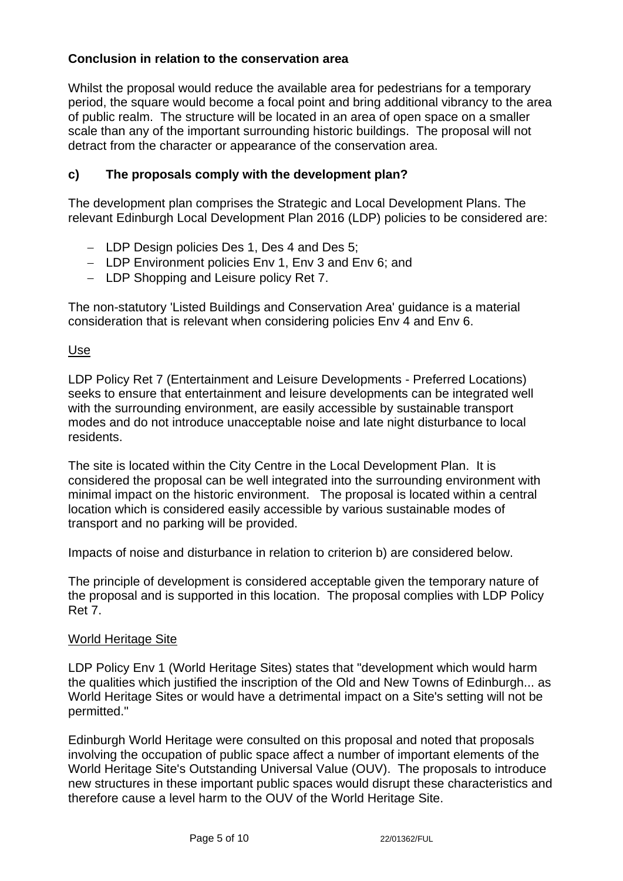**Conclusion in relation to the conservation area**

Whilst the proposal would reduce the available area for pedestrians for a temporary period, the square would become a focal point and bring additional vibrancy to the area of public realm. The structure will be located in an area of open space on a smaller scale than any of the important surrounding historic buildings. The proposal will not detract from the character or appearance of the conservation area.

### c) The proposals comply with the development plan?

The development plan comprises the Strategic and Local Development Plans. The relevant Edinburgh Local Development Plan 2016 (LDP) policies to be considered are:

- LDP Design policies Des 1, Des 4 and Des 5;
- LDP Environment policies Env 1, Env 3 and Env 6; and
- LDP Shopping and Leisure policy Ret 7.

The non-statutory 'Listed Buildings and Conservation Area' guidance is a material consideration that is relevant when considering policies Env 4 and Env 6.

<u>Use</u>

LDP Policy Ret 7 (Entertainment and Leisure Developments - Preferred Locations) seeks to ensure that entertainment and leisure developments can be integrated well with the surrounding environment, are easily accessible by sustainable transport modes and do not introduce unacceptable noise and late night disturbance to local residents.

The site is located within the City Centre in the Local Development Plan. It is considered the proposal can be well integrated into the surrounding environment with minimal impact on the historic environment. The proposal is located within a central location which is considered easily accessible by various sustainable modes of transport and no parking will be provided.

Impacts of noise and disturbance in relation to criterion b) are considered below.

The principle of development is considered acceptable given the temporary nature of the proposal and is supported in this location. The proposal complies with LDP Policy Ret 7.

<u>World Heritage Site</u>

LDP Policy Env 1 (World Heritage Sites) states that "development which would harm the qualities which justified the inscription of the Old and New Towns of Edinburgh... as World Heritage Sites or would have a detrimental impact on a Site's setting will not be permitted."

Edinburgh World Heritage were consulted on this proposal and noted that proposals involving the occupation of public space affect a number of important elements of the World Heritage Site's Outstanding Universal Value (OUV). The proposals to introduce new structures in these important public spaces would disrupt these characteristics and therefore cause a level harm to the OUV of the World Heritage Site.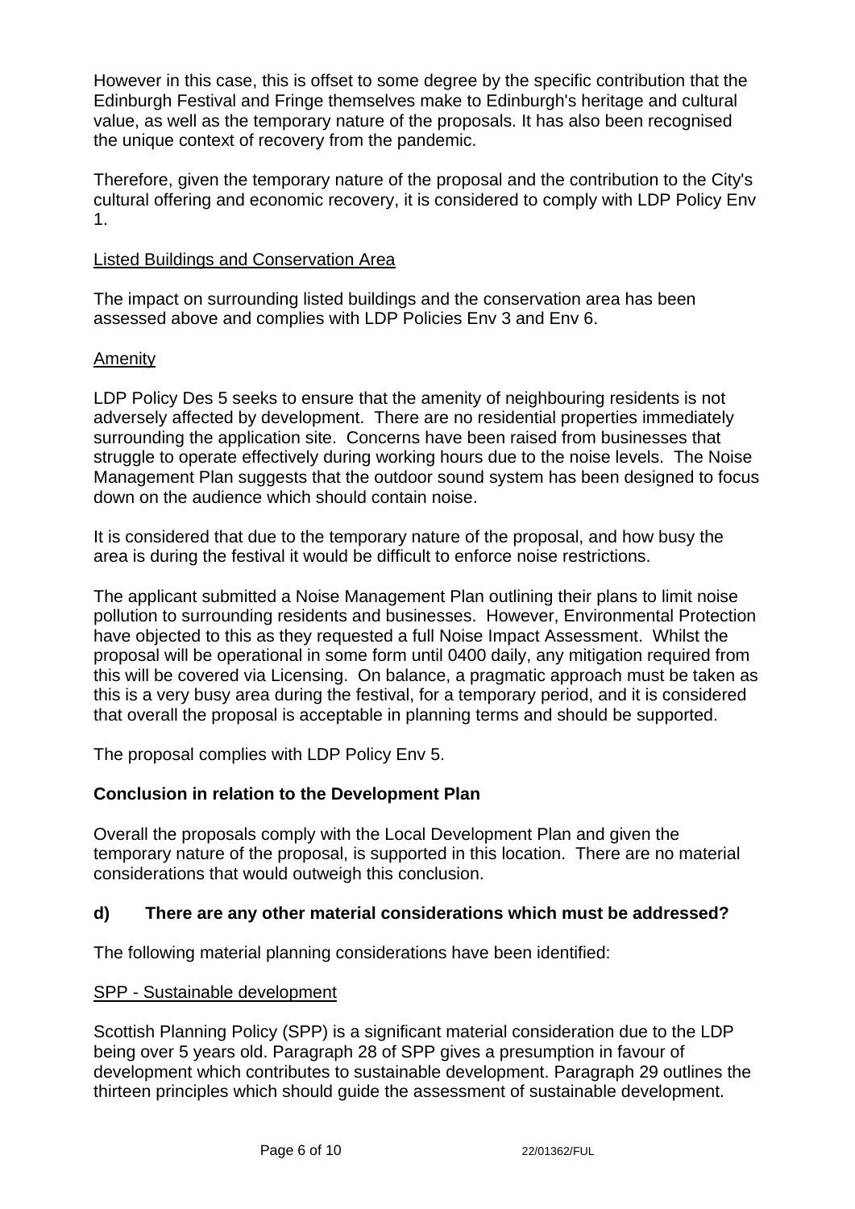However in this case, this is offset to some degree by the specific contribution that the Edinburgh Festival and Fringe themselves make to Edinburgh's heritage and cultural value, as well as the temporary nature of the proposals. It has also been recognised the unique context of recovery from the pandemic.

Therefore, given the temporary nature of the proposal and the contribution to the City's cultural offering and economic recovery, it is considered to comply with LDP Policy Env 1.

Listed Buildings and Conservation Area

The impact on surrounding listed buildings and the conservation area has been assessed above and complies with LDP Policies Env 3 and Env 6.

Amenity

LDP Policy Des 5 seeks to ensure that the amenity of neighbouring residents is not adversely affected by development. There are no residential properties immediately surrounding the application site. Concerns have been raised from businesses that struggle to operate effectively during working hours due to the noise levels. The Noise Management Plan suggests that the outdoor sound system has been designed to focus down on the audience which should contain noise.

It is considered that due to the temporary nature of the proposal, and how busy the area is during the festival it would be difficult to enforce noise restrictions.

The applicant submitted a Noise Management Plan outlining their plans to limit noise pollution to surrounding residents and businesses. However, Environmental Protection have objected to this as they requested a full Noise Impact Assessment. Whilst the proposal will be operational in some form until 0400 daily, any mitigation required from this will be covered via Licensing. On balance, a pragmatic approach must be taken as this is a very busy area during the festival, for a temporary period, and it is considered that overall the proposal is acceptable in planning terms and should be supported.

The proposal complies with LDP Policy Env 5.

**Conclusion in relation to the Development Plan**

Overall the proposals comply with the Local Development Plan and given the temporary nature of the proposal, is supported in this location. There are no material considerations that would outweigh this conclusion.

**d) There are any other material considerations which must be addressed?**

The following material planning considerations have been identified:

SPP - Sustainable development

Scottish Planning Policy (SPP) is a significant material consideration due to the LDP being over 5 years old. Paragraph 28 of SPP gives a presumption in favour of development which contributes to sustainable development. Paragraph 29 outlines the thirteen principles which should guide the assessment of sustainable development.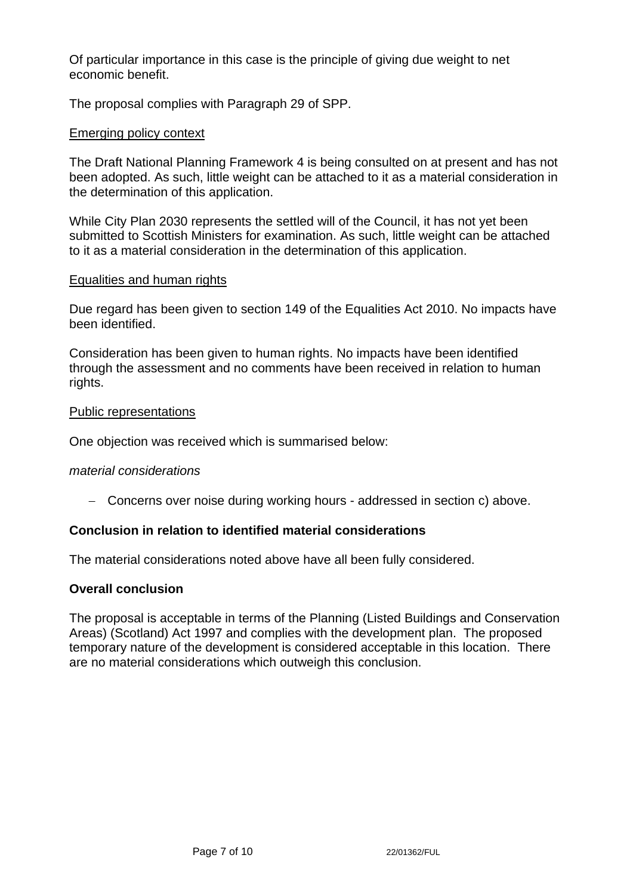Of particular importance in this case is the principle of giving due weight to net economic benefit.

The proposal complies with Paragraph 29 of SPP.

Emerging policy context

The Draft National Planning Framework 4 is being consulted on at present and has not been adopted. As such, little weight can be attached to it as a material consideration in the determination of this application.

While City Plan 2030 represents the settled will of the Council, it has not yet been submitted to Scottish Ministers for examination. As such, little weight can be attached to it as a material consideration in the determination of this application.

Equalities and human rights

Due regard has been given to section 149 of the Equalities Act 2010. No impacts have been identified.

Consideration has been given to human rights. No impacts have been identified through the assessment and no comments have been received in relation to human rights.

Public representations

One objection was received which is summarised below:

*material considerations*

- Concerns over noise during working hours - addressed in section c) above.

**Conclusion in relation to identified material considerations**

The material considerations noted above have all been fully considered.

**Overall conclusion**

The proposal is acceptable in terms of the Planning (Listed Buildings and Conservation Areas) (Scotland) Act 1997 and complies with the development plan. The proposed temporary nature of the development is considered acceptable in this location. There are no material considerations which outweigh this conclusion.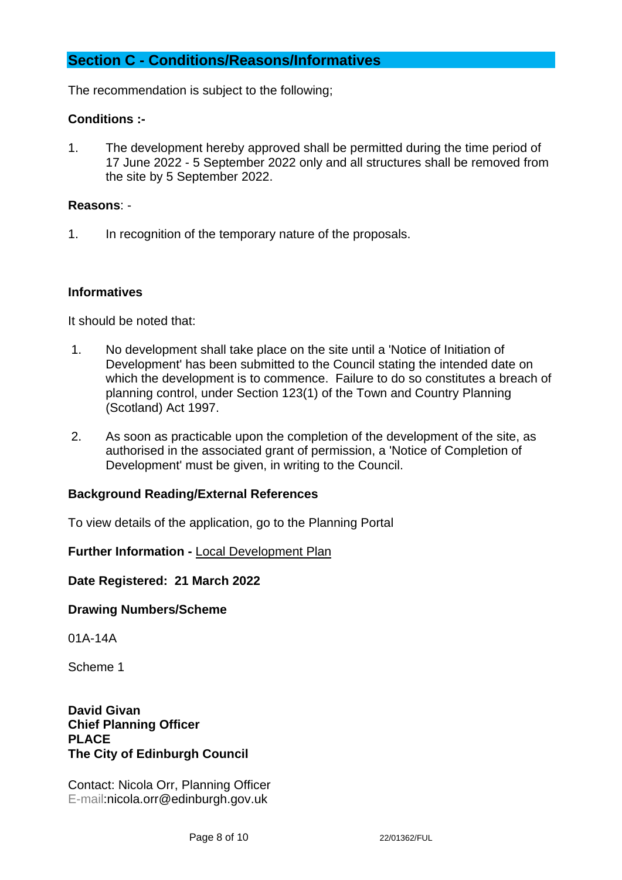## Section C - Conditions/Reasons/Informatives

The recommendation is subject to the following;

**Conditions :-**

1. The development hereby approved shall be permitted during the time period of 17 June 2022 - 5 September 2022 only and all structures shall be removed from the site by 5 September 2022.

**Reasons**: -

1. In recognition of the temporary nature of the proposals.

**Informatives**

It should be noted that:

1. No development shall take place on the site until a 'Notice of Initiation of Development' has been submitted to the Council stating the intended date on which the development is to commence. Failure to do so constitutes a breach of planning control, under Section 123(1) of the Town and Country Planning (Scotland) Act 1997.

2. As soon as practicable upon the completion of the development of the site, as authorised in the associated grant of permission, a 'Notice of Completion of Development' must be given, in writing to the Council.

**Background Reading/External References**

To view details of the application, go to the Planning Portal

**Further Information -** Local Development Plan

**Date Registered: 21 March 2022**

**Drawing Numbers/Scheme**

01A-14A

Scheme 1

**David Givan**
**Chief Planning Officer**
**PLACE**
**The City of Edinburgh Council**

Contact: Nicola Orr, Planning Officer
E-mail:nicola.orr@edinburgh.gov.uk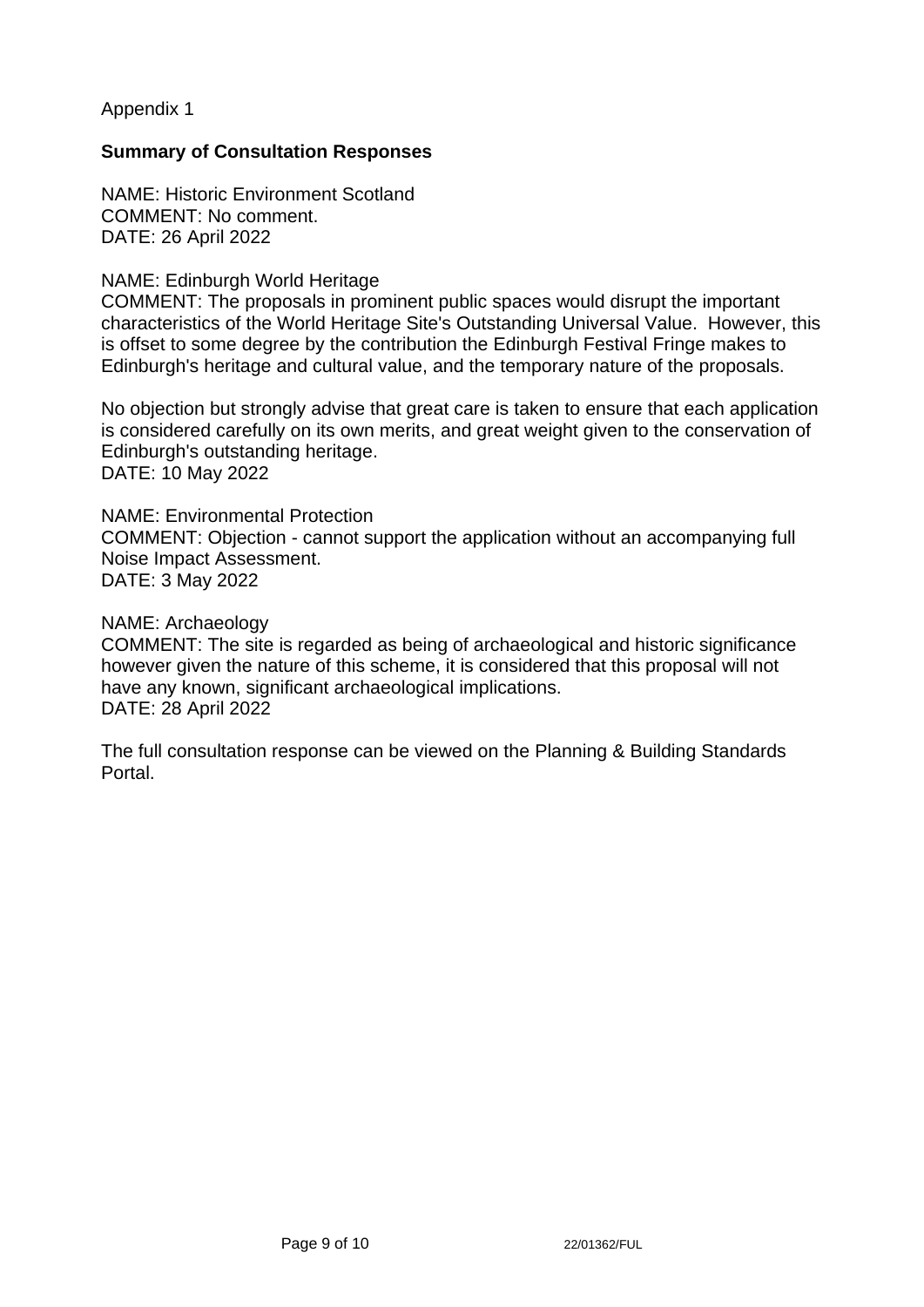Appendix 1

**Summary of Consultation Responses**

NAME: Historic Environment Scotland
COMMENT: No comment.
DATE: 26 April 2022

NAME: Edinburgh World Heritage
COMMENT: The proposals in prominent public spaces would disrupt the important characteristics of the World Heritage Site's Outstanding Universal Value. However, this is offset to some degree by the contribution the Edinburgh Festival Fringe makes to Edinburgh's heritage and cultural value, and the temporary nature of the proposals.

No objection but strongly advise that great care is taken to ensure that each application is considered carefully on its own merits, and great weight given to the conservation of Edinburgh's outstanding heritage.
DATE: 10 May 2022

NAME: Environmental Protection
COMMENT: Objection - cannot support the application without an accompanying full Noise Impact Assessment.
DATE: 3 May 2022

NAME: Archaeology
COMMENT: The site is regarded as being of archaeological and historic significance however given the nature of this scheme, it is considered that this proposal will not have any known, significant archaeological implications.
DATE: 28 April 2022

The full consultation response can be viewed on the Planning & Building Standards Portal.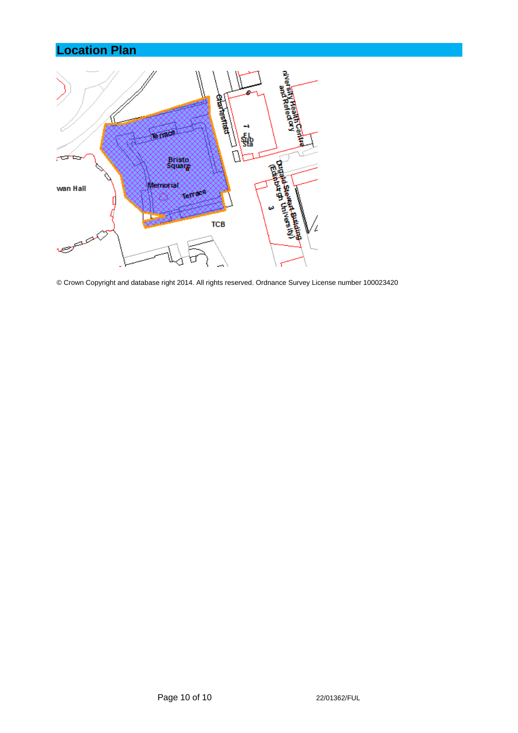# Location Plan

Terrace

Bristo Square

Memorial

Terrace

Charles Street

wan Hall

TCB

7

El Sub Sta

6

niversity Health Centre and Refectory

Dugald Stewart Building (Edinburgh University)

3

© Crown Copyright and database right 2014. All rights reserved. Ordnance Survey License number 100023420

22/01362/FUL